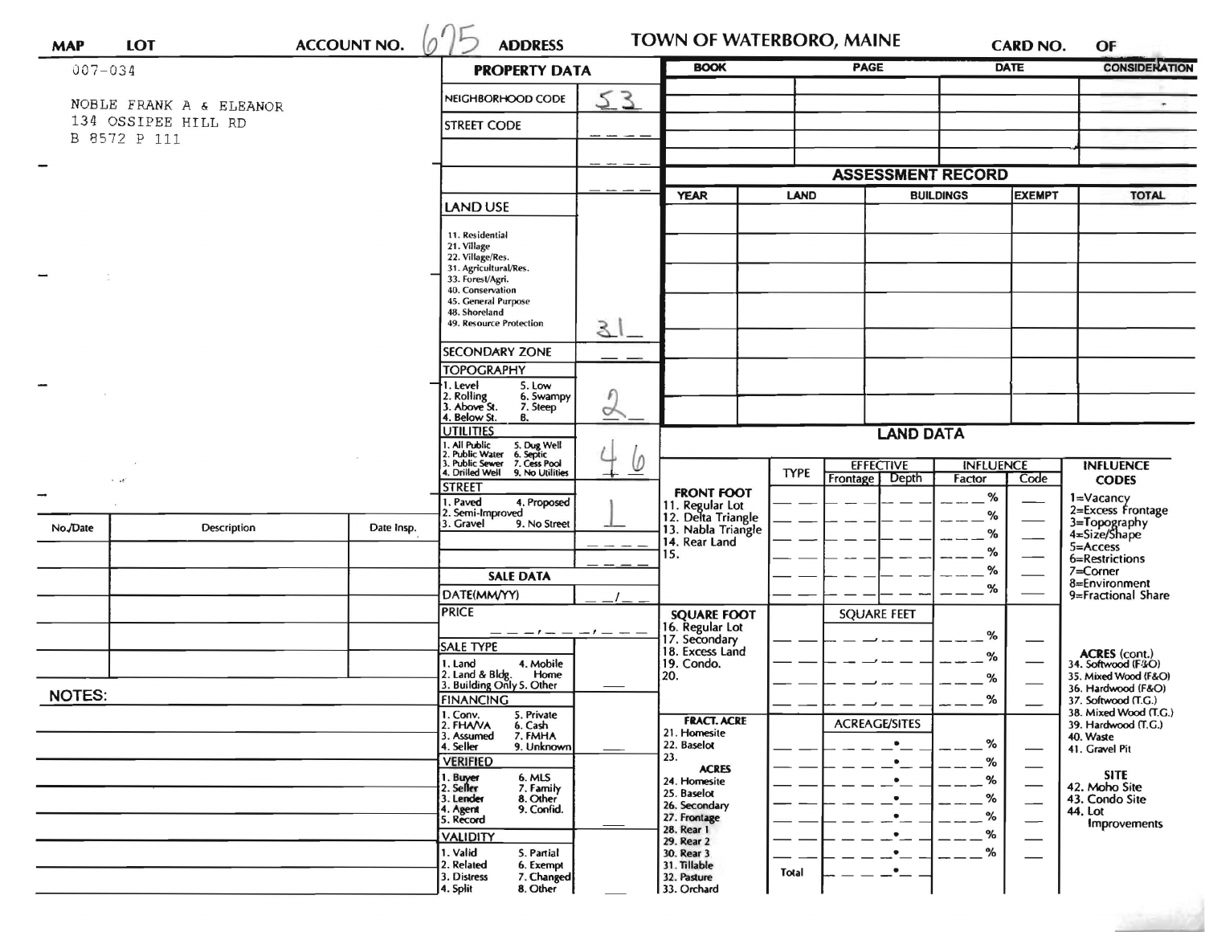| MAP | LOT | ACCOUNT NO. 675 | ADDRESS | TOWN OF WATERBORO, MAINE | CARD NO. | OF |
|---|---|---|---|---|---|---|

007-034

NOBLE FRANK A & ELEANOR
134 OSSIPEE HILL RD
B 8572 P 111

## PROPERTY DATA

| | |
|---|---|
| NEIGHBORHOOD CODE | 53 |
| STREET CODE | |
| LAND USE (11. Residential, 21. Village, 22. Village/Res., 31. Agricultural/Res., 33. Forest/Agri., 40. Conservation, 45. General Purpose, 48. Shoreland, 49. Resource Protection) | 31 |
| SECONDARY ZONE | |
| TOPOGRAPHY (1. Level, 2. Rolling, 3. Above St., 4. Below St., 5. Low, 6. Swampy, 7. Steep, 8.) | 2 |
| UTILITIES (1. All Public, 2. Public Water, 3. Public Sewer, 4. Drilled Well, 5. Dug Well, 6. Septic, 7. Cess Pool, 9. No Utilities) | 4 6 |
| STREET (1. Paved, 2. Semi-Improved, 3. Gravel, 4. Proposed, 9. No Street) | 1 |

## SALE DATA

| | |
|---|---|
| DATE(MM/YY) | |
| PRICE | |
| SALE TYPE (1. Land, 2. Land & Bldg., 3. Building Only, 4. Mobile Home, 5. Other) | |
| FINANCING (1. Conv., 2. FHA/VA, 3. Assumed, 4. Seller, 5. Private, 6. Cash, 7. FMHA, 9. Unknown) | |
| VERIFIED (1. Buyer, 2. Seller, 3. Lender, 4. Agent, 5. Record, 6. MLS, 7. Family, 8. Other, 9. Confid.) | |
| VALIDITY (1. Valid, 2. Related, 3. Distress, 4. Split, 5. Partial, 6. Exempt, 7. Changed, 8. Other) | |

| BOOK | PAGE | DATE | CONSIDERATION |
|---|---|---|---|
| | | | |

## ASSESSMENT RECORD

| YEAR | LAND | BUILDINGS | EXEMPT | TOTAL |
|---|---|---|---|---|
| | | | | |

| No./Date | Description | Date Insp. |
|---|---|---|
| | | |

NOTES:

## LAND DATA

| | TYPE | EFFECTIVE Frontage | EFFECTIVE Depth | INFLUENCE Factor | INFLUENCE Code |
|---|---|---|---|---|---|
| FRONT FOOT: 11. Regular Lot, 12. Delta Triangle, 13. Nabla Triangle, 14. Rear Land, 15. | | | | % | |
| SQUARE FOOT: 16. Regular Lot, 17. Secondary, 18. Excess Land, 19. Condo., 20. | | SQUARE FEET | | % | |
| FRACT. ACRE: 21. Homesite, 22. Baselot, 23. | | ACREAGE/SITES | | % | |
| ACRES: 24. Homesite, 25. Baselot, 26. Secondary, 27. Frontage, 28. Rear 1, 29. Rear 2, 30. Rear 3, 31. Tillable, 32. Pasture, 33. Orchard | Total | | | % | |

**INFLUENCE CODES**
1=Vacancy
2=Excess Frontage
3=Topography
4=Size/Shape
5=Access
6=Restrictions
7=Corner
8=Environment
9=Fractional Share

**ACRES (cont.)**
34. Softwood (F&O)
35. Mixed Wood (F&O)
36. Hardwood (F&O)
37. Softwood (T.G.)
38. Mixed Wood (T.G.)
39. Hardwood (T.G.)
40. Waste
41. Gravel Pit

**SITE**
42. Moho Site
43. Condo Site
44. Lot Improvements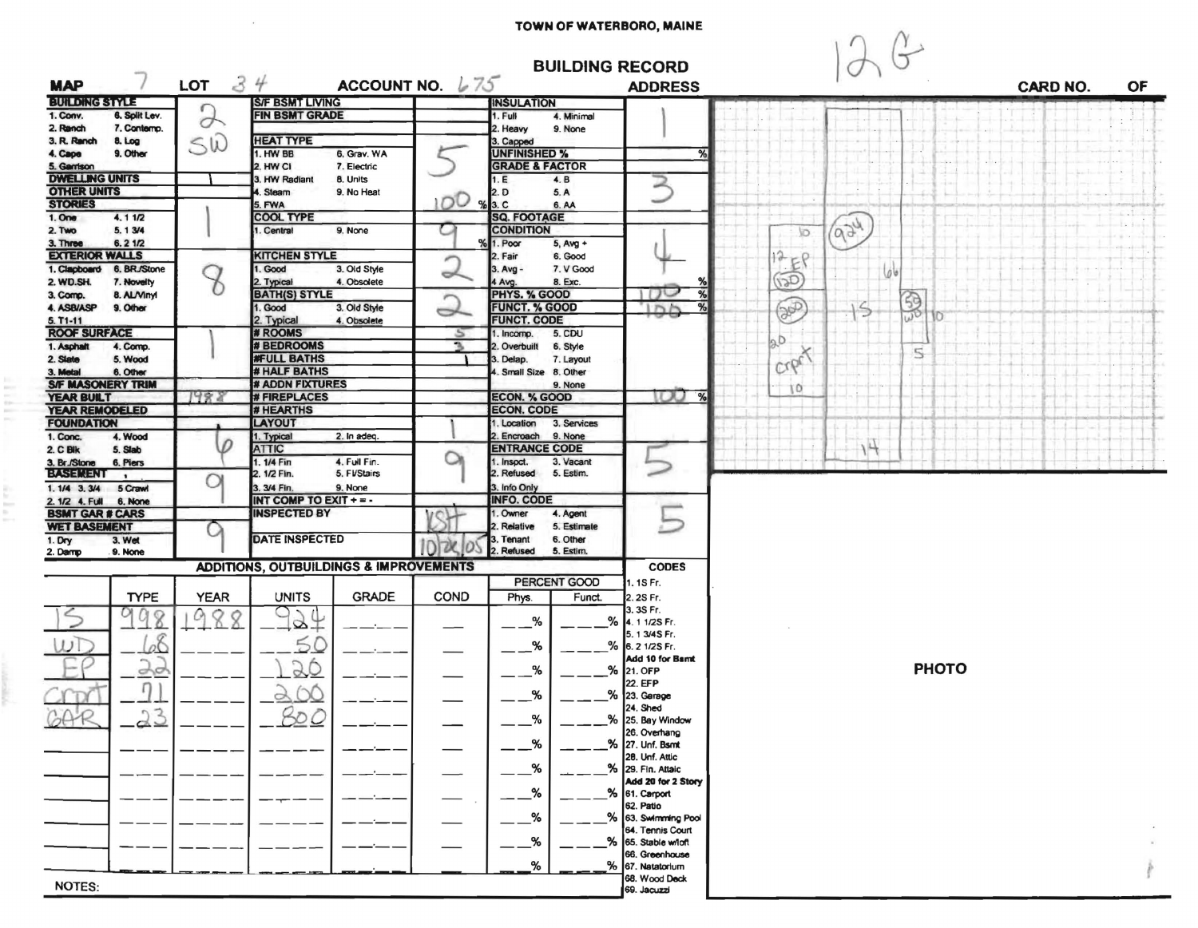# TOWN OF WATERBORO, MAINE

## BUILDING RECORD

12G

MAP 7 LOT 34 ACCOUNT NO. 675 ADDRESS CARD NO. OF

| | | | | | |
|---|---|---|---|---|---|
| **BUILDING STYLE** 1. Conv. 6. Split Lev. 2. Ranch 7. Contemp. 3. R. Ranch 8. Log 4. Cape 9. Other 5. Garrison | 2 SW | **S/F BSMT LIVING** / **FIN BSMT GRADE** | | **INSULATION** 1. Full 4. Minimal 2. Heavy 9. None 3. Capped | 1 |
| **DWELLING UNITS** | 1 | **HEAT TYPE** 1. HW BB 6. Grav. WA 2. HW CI 7. Electric 3. HW Radiant 8. Units 4. Steam 9. No Heat 5. FWA | 5 / 100 % | **UNFINISHED %** | % |
| **OTHER UNITS** | | | | **GRADE & FACTOR** 1. E 4. B 2. D 5. A 3. C 6. AA | 3 |
| **STORIES** 1. One 4. 1 1/2 2. Two 5. 1 3/4 3. Three 6. 2 1/2 | 1 | **COOL TYPE** 1. Central 9. None | 9 % | **SQ. FOOTAGE** / **CONDITION** 1. Poor 5. Avg + 2. Fair 6. Good 3. Avg - 7. V Good 4 Avg. 8. Exc. | 4 |
| **EXTERIOR WALLS** 1. Clapboard 6. BR/Stone 2. WD.SH. 7. Novelty 3. Comp. 8. AL/Vinyl 4. ASB/ASP 9. Other 5. T1-11 | 8 | **KITCHEN STYLE** 1. Good 3. Old Style 2. Typical 4. Obsolete | 2 | **PHYS. % GOOD** | 100 % |
| | | **BATH(S) STYLE** 1. Good 3. Old Style 2. Typical 4. Obsolete | 2 | **FUNCT. % GOOD** | 100 % |
| **ROOF SURFACE** 1. Asphalt 4. Comp. 2. Slate 5. Wood 3. Metal 6. Other | 1 | **# ROOMS** | 5 | **FUNCT. CODE** 1. Incomp. 5. CDU 2. Overbuilt 6. Style 3. Delap. 7. Layout 4. Small Size 8. Other 9. None | |
| | | **# BEDROOMS** | 3 | | |
| | | **#FULL BATHS** | 1 | | |
| | | **# HALF BATHS** | | | |
| **S/F MASONERY TRIM** | | **# ADDN FIXTURES** | | | |
| **YEAR BUILT** | 1988 | **# FIREPLACES** | | **ECON. % GOOD** | 100 % |
| **YEAR REMODELED** | | **# HEARTHS** | | **ECON. CODE** 1. Location 3. Services 2. Encroach 9. None | |
| **FOUNDATION** 1. Conc. 4. Wood 2. C Blk 5. Slab 3. Br./Stone 6. Piers | 6 | **LAYOUT** 1. Typical 2. In adeq. | 1 | | |
| **BASEMENT** 1. 1/4 3. 3/4 5 Crawl 2. 1/2 4. Full 6. None | 9 | **ATTIC** 1. 1/4 Fin 4. Full Fin. 2. 1/2 Fin. 5. Fl/Stairs 3. 3/4 Fin. 9. None | 9 | **ENTRANCE CODE** 1. Inspct. 3. Vacant 2. Refused 5. Estim. 3. Info Only | 5 |
| **BSMT GAR # CARS** | | **INT COMP TO EXIT + = -** | | | |
| **WET BASEMENT** 1. Dry 3. Wet 2. Damp 9. None | 9 | **INSPECTED BY** | KSH | **INFO. CODE** 1. Owner 4. Agent 2. Relative 5. Estimate 3. Tenant 6. Other 2. Refused 5. Estim. | 5 |
| | | **DATE INSPECTED** | 10/26/05 | | |

Sketch: 15 (924), 66 x 14; EP 12 x 10 (120); crprt 20 x 10 (200); WD 10 x 5 (50)

### ADDITIONS, OUTBUILDINGS & IMPROVEMENTS

| | TYPE | YEAR | UNITS | GRADE | COND | PERCENT GOOD Phys. | PERCENT GOOD Funct. |
|---|---|---|---|---|---|---|---|
| 15 | 998 | 1988 | 924 | | | % | % |
| WD | 68 | | 50 | | | % | % |
| EP | 22 | | 120 | | | % | % |
| Crprt | 71 | | 200 | | | % | % |
| GAR | 23 | | 800 | | | % | % |
| | | | | | | % | % |
| | | | | | | % | % |
| | | | | | | % | % |
| | | | | | | % | % |
| | | | | | | % | % |
| | | | | | | % | % |

**CODES**
1. 1S Fr.
2. 2S Fr.
3. 3S Fr.
4. 1 1/2S Fr.
5. 1 3/4S Fr.
6. 2 1/2S Fr.

Add 10 for Bsmt
21. OFP
22. EFP
23. Garage
24. Shed
25. Bay Window
26. Overhang
27. Unf. Bsmt
28. Unf. Attic
29. Fin. Attaic

Add 20 for 2 Story
61. Carport
62. Patio
63. Swimming Pool
64. Tennis Court
65. Stable w/loft
66. Greenhouse
67. Natatorium
68. Wood Deck
69. Jacuzzi

PHOTO

NOTES: